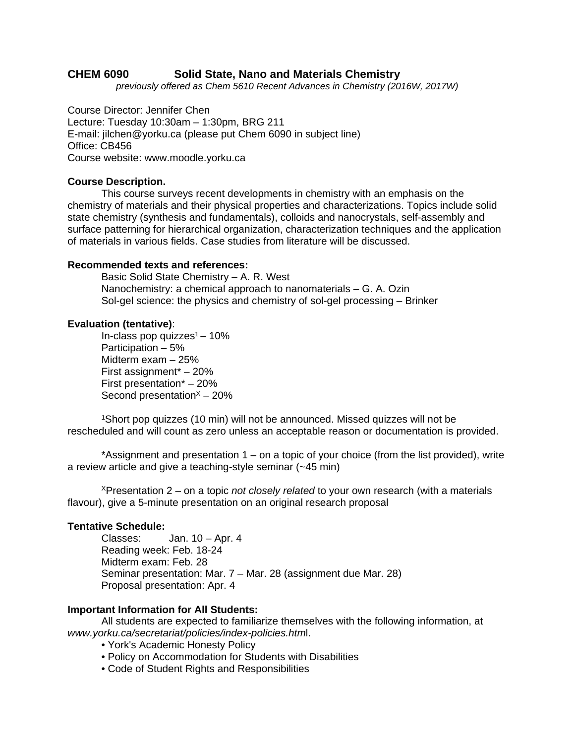# CHEM 6090 Solid State, Nano and Materials Chemistry

*previously offered as Chem 5610 Recent Advances in Chemistry (2016W, 2017W)*

Course Director: Jennifer Chen
Lecture: Tuesday 10:30am – 1:30pm, BRG 211
E-mail: jilchen@yorku.ca (please put Chem 6090 in subject line)
Office: CB456
Course website: www.moodle.yorku.ca

**Course Description.**

This course surveys recent developments in chemistry with an emphasis on the chemistry of materials and their physical properties and characterizations. Topics include solid state chemistry (synthesis and fundamentals), colloids and nanocrystals, self-assembly and surface patterning for hierarchical organization, characterization techniques and the application of materials in various fields. Case studies from literature will be discussed.

**Recommended texts and references:**

Basic Solid State Chemistry – A. R. West
Nanochemistry: a chemical approach to nanomaterials – G. A. Ozin
Sol-gel science: the physics and chemistry of sol-gel processing – Brinker

**Evaluation (tentative)**:

In-class pop quizzes[1] – 10%
Participation – 5%
Midterm exam – 25%
First assignment* – 20%
First presentation* – 20%
Second presentation[X] – 20%

[1]Short pop quizzes (10 min) will not be announced. Missed quizzes will not be rescheduled and will count as zero unless an acceptable reason or documentation is provided.

*Assignment and presentation 1 – on a topic of your choice (from the list provided), write a review article and give a teaching-style seminar (~45 min)

[X]Presentation 2 – on a topic *not closely related* to your own research (with a materials flavour), give a 5-minute presentation on an original research proposal

**Tentative Schedule:**

Classes: Jan. 10 – Apr. 4
Reading week: Feb. 18-24
Midterm exam: Feb. 28
Seminar presentation: Mar. 7 – Mar. 28 (assignment due Mar. 28)
Proposal presentation: Apr. 4

**Important Information for All Students:**

All students are expected to familiarize themselves with the following information, at *www.yorku.ca/secretariat/policies/index-policies.htm*l.

- York's Academic Honesty Policy
- Policy on Accommodation for Students with Disabilities
- Code of Student Rights and Responsibilities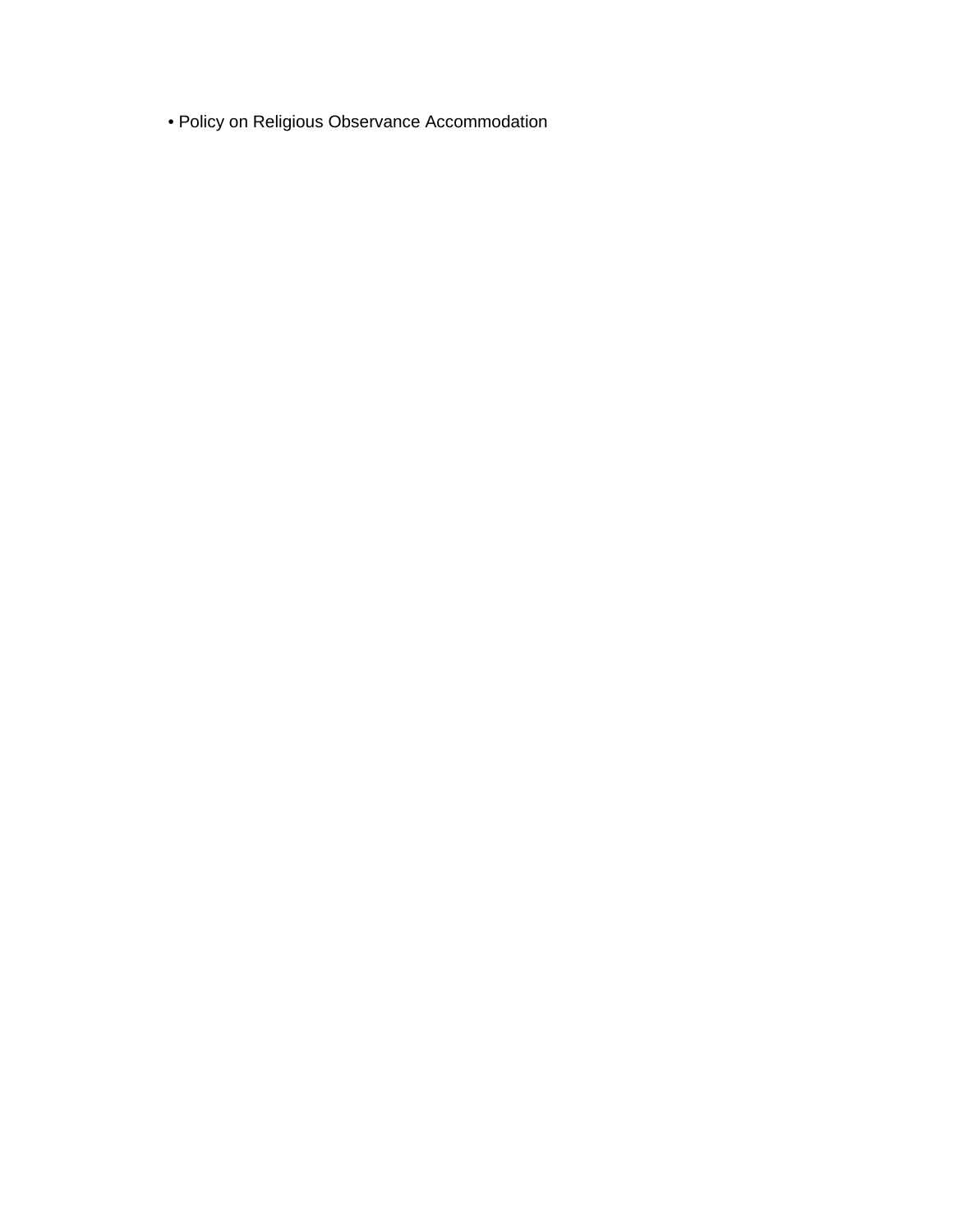- Policy on Religious Observance Accommodation